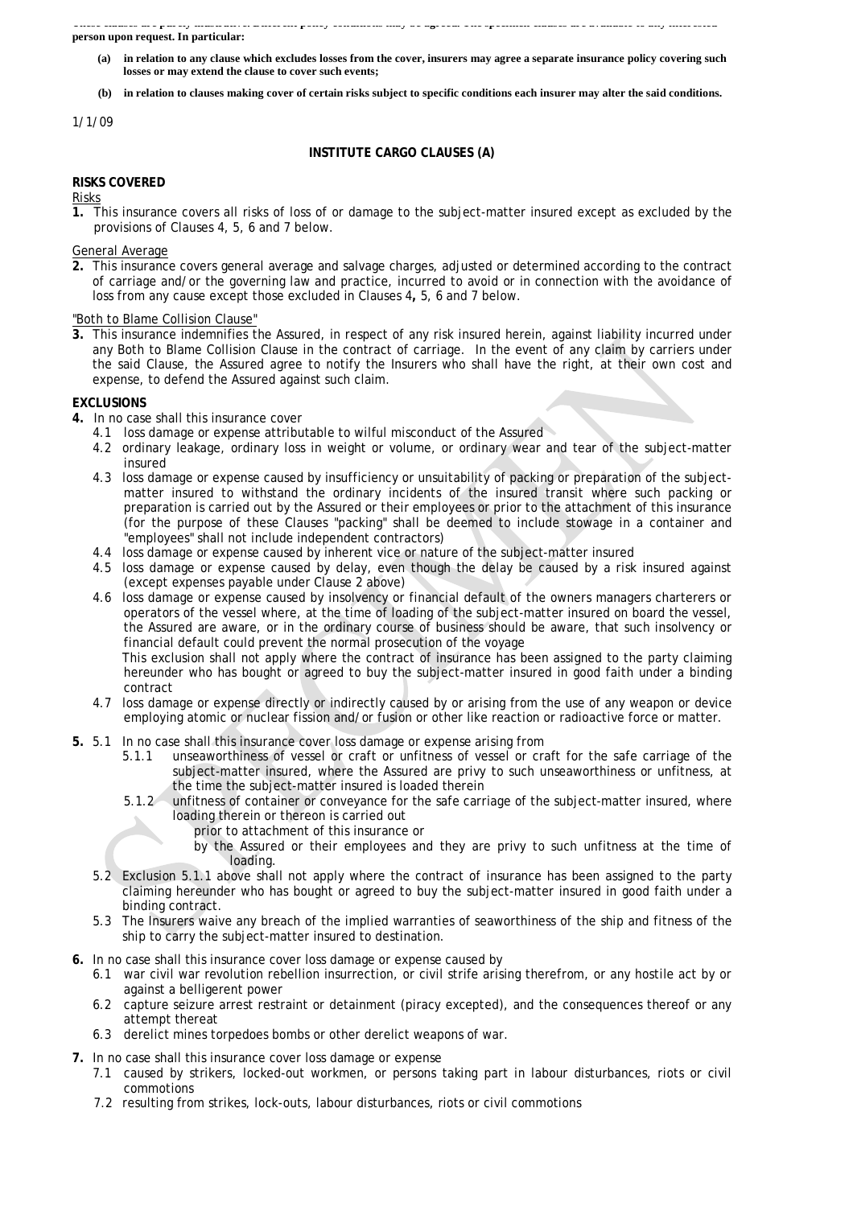These clauses are purely illustrative. Different policy conditions may be agreed. The specimen clauses are available to any interested **person upon request. In particular:**

- **(a) in relation to any clause which excludes losses from the cover, insurers may agree a separate insurance policy covering such losses or may extend the clause to cover such events;**
- **(b) in relation to clauses making cover of certain risks subject to specific conditions each insurer may alter the said conditions.**

1/1/09

**INSTITUTE CARGO CLAUSES (A)**

**RISKS COVERED**

Risks

**1.** This insurance covers all risks of loss of or damage to the subject-matter insured except as excluded by the provisions of Clauses 4, 5, 6 and 7 below.

General Average

**2.** This insurance covers general average and salvage charges, adjusted or determined according to the contract of carriage and/or the governing law and practice, incurred to avoid or in connection with the avoidance of loss from any cause except those excluded in Clauses 4**,** 5, 6 and 7 below.

"Both to Blame Collision Clause"

**3.** This insurance indemnifies the Assured, in respect of any risk insured herein, against liability incurred under any Both to Blame Collision Clause in the contract of carriage. In the event of any claim by carriers under the said Clause, the Assured agree to notify the Insurers who shall have the right, at their own cost and expense, to defend the Assured against such claim.

**EXCLUSIONS**

**4.** In no case shall this insurance cover

- 4.1 loss damage or expense attributable to wilful misconduct of the Assured
- 4.2 ordinary leakage, ordinary loss in weight or volume, or ordinary wear and tear of the subject-matter insured
- 4.3 loss damage or expense caused by insufficiency or unsuitability of packing or preparation of the subject-matter insured to withstand the ordinary incidents of the insured transit where such packing or preparation is carried out by the Assured or their employees or prior to the attachment of this insurance (for the purpose of these Clauses "packing" shall be deemed to include stowage in a container and "employees" shall not include independent contractors)
- 4.4 loss damage or expense caused by inherent vice or nature of the subject-matter insured
- 4.5 loss damage or expense caused by delay, even though the delay be caused by a risk insured against (except expenses payable under Clause 2 above)
- 4.6 loss damage or expense caused by insolvency or financial default of the owners managers charterers or operators of the vessel where, at the time of loading of the subject-matter insured on board the vessel, the Assured are aware, or in the ordinary course of business should be aware, that such insolvency or financial default could prevent the normal prosecution of the voyage

  This exclusion shall not apply where the contract of insurance has been assigned to the party claiming hereunder who has bought or agreed to buy the subject-matter insured in good faith under a binding contract
- 4.7 loss damage or expense directly or indirectly caused by or arising from the use of any weapon or device employing atomic or nuclear fission and/or fusion or other like reaction or radioactive force or matter.

**5.** 5.1 In no case shall this insurance cover loss damage or expense arising from

- 5.1.1 unseaworthiness of vessel or craft or unfitness of vessel or craft for the safe carriage of the subject-matter insured, where the Assured are privy to such unseaworthiness or unfitness, at the time the subject-matter insured is loaded therein
- 5.1.2 unfitness of container or conveyance for the safe carriage of the subject-matter insured, where loading therein or thereon is carried out
  - prior to attachment of this insurance or
  - by the Assured or their employees and they are privy to such unfitness at the time of loading.

- 5.2 Exclusion 5.1.1 above shall not apply where the contract of insurance has been assigned to the party claiming hereunder who has bought or agreed to buy the subject-matter insured in good faith under a binding contract.
- 5.3 The Insurers waive any breach of the implied warranties of seaworthiness of the ship and fitness of the ship to carry the subject-matter insured to destination.

**6.** In no case shall this insurance cover loss damage or expense caused by

- 6.1 war civil war revolution rebellion insurrection, or civil strife arising therefrom, or any hostile act by or against a belligerent power
- 6.2 capture seizure arrest restraint or detainment (piracy excepted), and the consequences thereof or any attempt thereat
- 6.3 derelict mines torpedoes bombs or other derelict weapons of war.

**7.** In no case shall this insurance cover loss damage or expense

- 7.1 caused by strikers, locked-out workmen, or persons taking part in labour disturbances, riots or civil commotions
- 7.2 resulting from strikes, lock-outs, labour disturbances, riots or civil commotions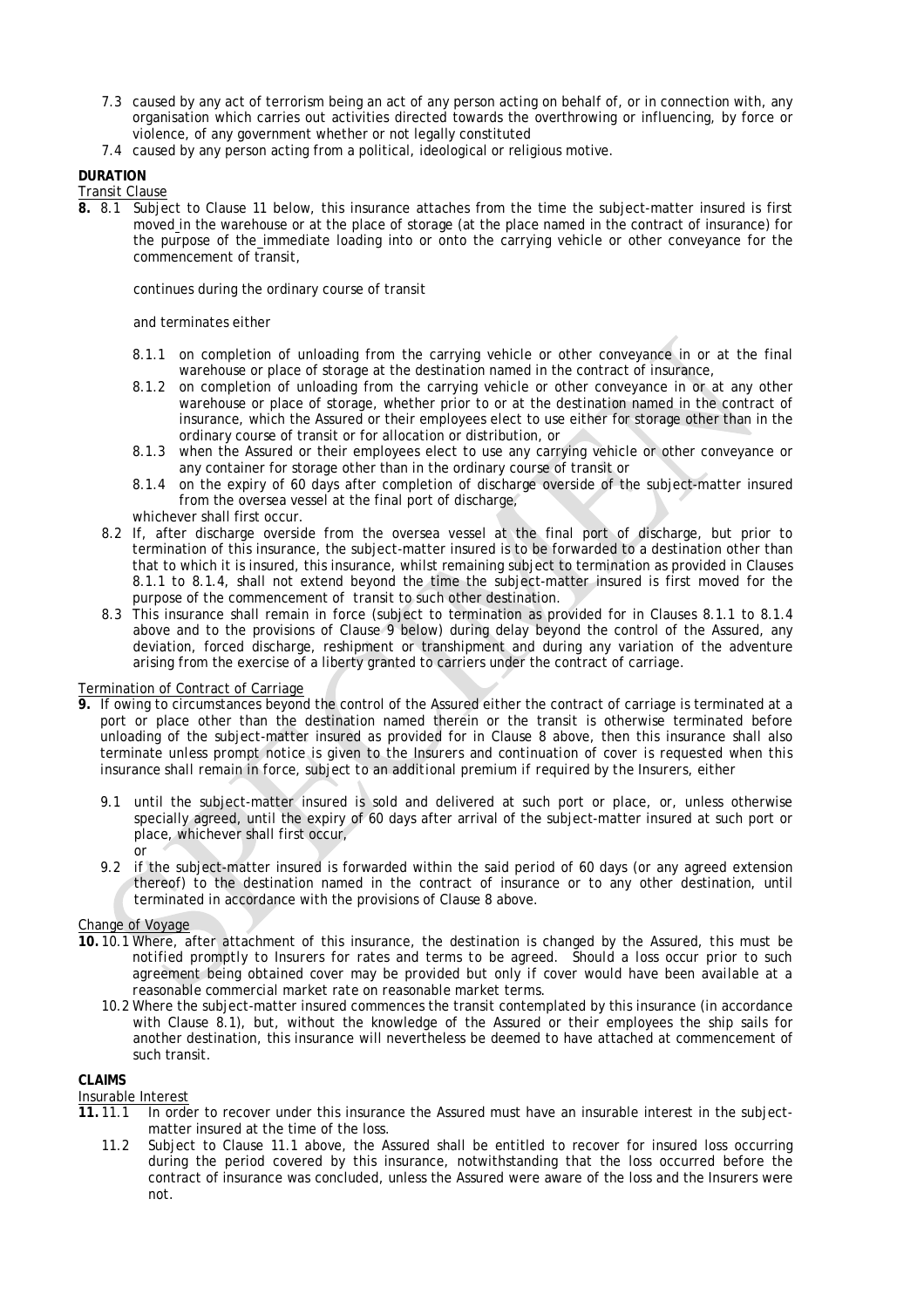7.3 caused by any act of terrorism being an act of any person acting on behalf of, or in connection with, any organisation which carries out activities directed towards the overthrowing or influencing, by force or violence, of any government whether or not legally constituted

7.4 caused by any person acting from a political, ideological or religious motive.

**DURATION**

Transit Clause

**8.** 8.1 Subject to Clause 11 below, this insurance attaches from the time the subject-matter insured is first moved in the warehouse or at the place of storage (at the place named in the contract of insurance) for the purpose of the immediate loading into or onto the carrying vehicle or other conveyance for the commencement of transit,

continues during the ordinary course of transit

and terminates either

8.1.1 on completion of unloading from the carrying vehicle or other conveyance in or at the final warehouse or place of storage at the destination named in the contract of insurance,

8.1.2 on completion of unloading from the carrying vehicle or other conveyance in or at any other warehouse or place of storage, whether prior to or at the destination named in the contract of insurance, which the Assured or their employees elect to use either for storage other than in the ordinary course of transit or for allocation or distribution, or

8.1.3 when the Assured or their employees elect to use any carrying vehicle or other conveyance or any container for storage other than in the ordinary course of transit or

8.1.4 on the expiry of 60 days after completion of discharge overside of the subject-matter insured from the oversea vessel at the final port of discharge,

whichever shall first occur.

8.2 If, after discharge overside from the oversea vessel at the final port of discharge, but prior to termination of this insurance, the subject-matter insured is to be forwarded to a destination other than that to which it is insured, this insurance, whilst remaining subject to termination as provided in Clauses 8.1.1 to 8.1.4, shall not extend beyond the time the subject-matter insured is first moved for the purpose of the commencement of transit to such other destination.

8.3 This insurance shall remain in force (subject to termination as provided for in Clauses 8.1.1 to 8.1.4 above and to the provisions of Clause 9 below) during delay beyond the control of the Assured, any deviation, forced discharge, reshipment or transhipment and during any variation of the adventure arising from the exercise of a liberty granted to carriers under the contract of carriage.

Termination of Contract of Carriage

**9.** If owing to circumstances beyond the control of the Assured either the contract of carriage is terminated at a port or place other than the destination named therein or the transit is otherwise terminated before unloading of the subject-matter insured as provided for in Clause 8 above, then this insurance shall also terminate unless prompt notice is given to the Insurers and continuation of cover is requested when this insurance shall remain in force, subject to an additional premium if required by the Insurers, either

9.1 until the subject-matter insured is sold and delivered at such port or place, or, unless otherwise specially agreed, until the expiry of 60 days after arrival of the subject-matter insured at such port or place, whichever shall first occur,

or

9.2 if the subject-matter insured is forwarded within the said period of 60 days (or any agreed extension thereof) to the destination named in the contract of insurance or to any other destination, until terminated in accordance with the provisions of Clause 8 above.

Change of Voyage

**10.** 10.1 Where, after attachment of this insurance, the destination is changed by the Assured, this must be notified promptly to Insurers for rates and terms to be agreed. Should a loss occur prior to such agreement being obtained cover may be provided but only if cover would have been available at a reasonable commercial market rate on reasonable market terms.

10.2 Where the subject-matter insured commences the transit contemplated by this insurance (in accordance with Clause 8.1), but, without the knowledge of the Assured or their employees the ship sails for another destination, this insurance will nevertheless be deemed to have attached at commencement of such transit.

**CLAIMS**

Insurable Interest

**11.** 11.1 In order to recover under this insurance the Assured must have an insurable interest in the subject-matter insured at the time of the loss.

11.2 Subject to Clause 11.1 above, the Assured shall be entitled to recover for insured loss occurring during the period covered by this insurance, notwithstanding that the loss occurred before the contract of insurance was concluded, unless the Assured were aware of the loss and the Insurers were not.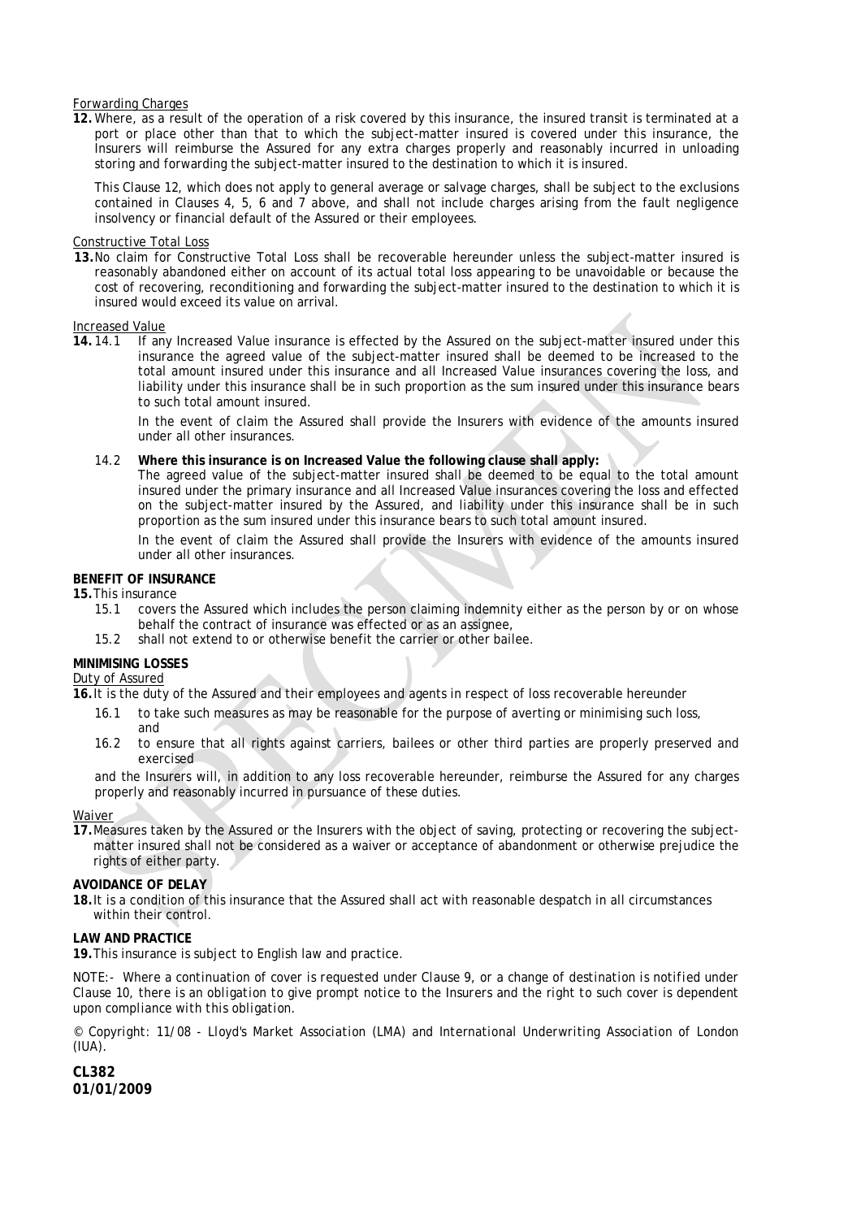Forwarding Charges

**12.** Where, as a result of the operation of a risk covered by this insurance, the insured transit is terminated at a port or place other than that to which the subject-matter insured is covered under this insurance, the Insurers will reimburse the Assured for any extra charges properly and reasonably incurred in unloading storing and forwarding the subject-matter insured to the destination to which it is insured.

This Clause 12, which does not apply to general average or salvage charges, shall be subject to the exclusions contained in Clauses 4, 5, 6 and 7 above, and shall not include charges arising from the fault negligence insolvency or financial default of the Assured or their employees.

Constructive Total Loss

**13.** No claim for Constructive Total Loss shall be recoverable hereunder unless the subject-matter insured is reasonably abandoned either on account of its actual total loss appearing to be unavoidable or because the cost of recovering, reconditioning and forwarding the subject-matter insured to the destination to which it is insured would exceed its value on arrival.

Increased Value

**14.** 14.1 If any Increased Value insurance is effected by the Assured on the subject-matter insured under this insurance the agreed value of the subject-matter insured shall be deemed to be increased to the total amount insured under this insurance and all Increased Value insurances covering the loss, and liability under this insurance shall be in such proportion as the sum insured under this insurance bears to such total amount insured.

In the event of claim the Assured shall provide the Insurers with evidence of the amounts insured under all other insurances.

14.2 **Where this insurance is on Increased Value the following clause shall apply:**
The agreed value of the subject-matter insured shall be deemed to be equal to the total amount insured under the primary insurance and all Increased Value insurances covering the loss and effected on the subject-matter insured by the Assured, and liability under this insurance shall be in such proportion as the sum insured under this insurance bears to such total amount insured.

In the event of claim the Assured shall provide the Insurers with evidence of the amounts insured under all other insurances.

**BENEFIT OF INSURANCE**

**15.** This insurance

15.1 covers the Assured which includes the person claiming indemnity either as the person by or on whose behalf the contract of insurance was effected or as an assignee,

15.2 shall not extend to or otherwise benefit the carrier or other bailee.

**MINIMISING LOSSES**

Duty of Assured

**16.** It is the duty of the Assured and their employees and agents in respect of loss recoverable hereunder

16.1 to take such measures as may be reasonable for the purpose of averting or minimising such loss, and

16.2 to ensure that all rights against carriers, bailees or other third parties are properly preserved and exercised

and the Insurers will, in addition to any loss recoverable hereunder, reimburse the Assured for any charges properly and reasonably incurred in pursuance of these duties.

Waiver

**17.** Measures taken by the Assured or the Insurers with the object of saving, protecting or recovering the subject-matter insured shall not be considered as a waiver or acceptance of abandonment or otherwise prejudice the rights of either party.

**AVOIDANCE OF DELAY**

**18.** It is a condition of this insurance that the Assured shall act with reasonable despatch in all circumstances within their control.

**LAW AND PRACTICE**

**19.** This insurance is subject to English law and practice.

*NOTE:- Where a continuation of cover is requested under Clause 9, or a change of destination is notified under Clause 10, there is an obligation to give prompt notice to the Insurers and the right to such cover is dependent upon compliance with this obligation.*

*© Copyright: 11/08 - Lloyd's Market Association (LMA) and International Underwriting Association of London (IUA).*

**CL382**
**01/01/2009**